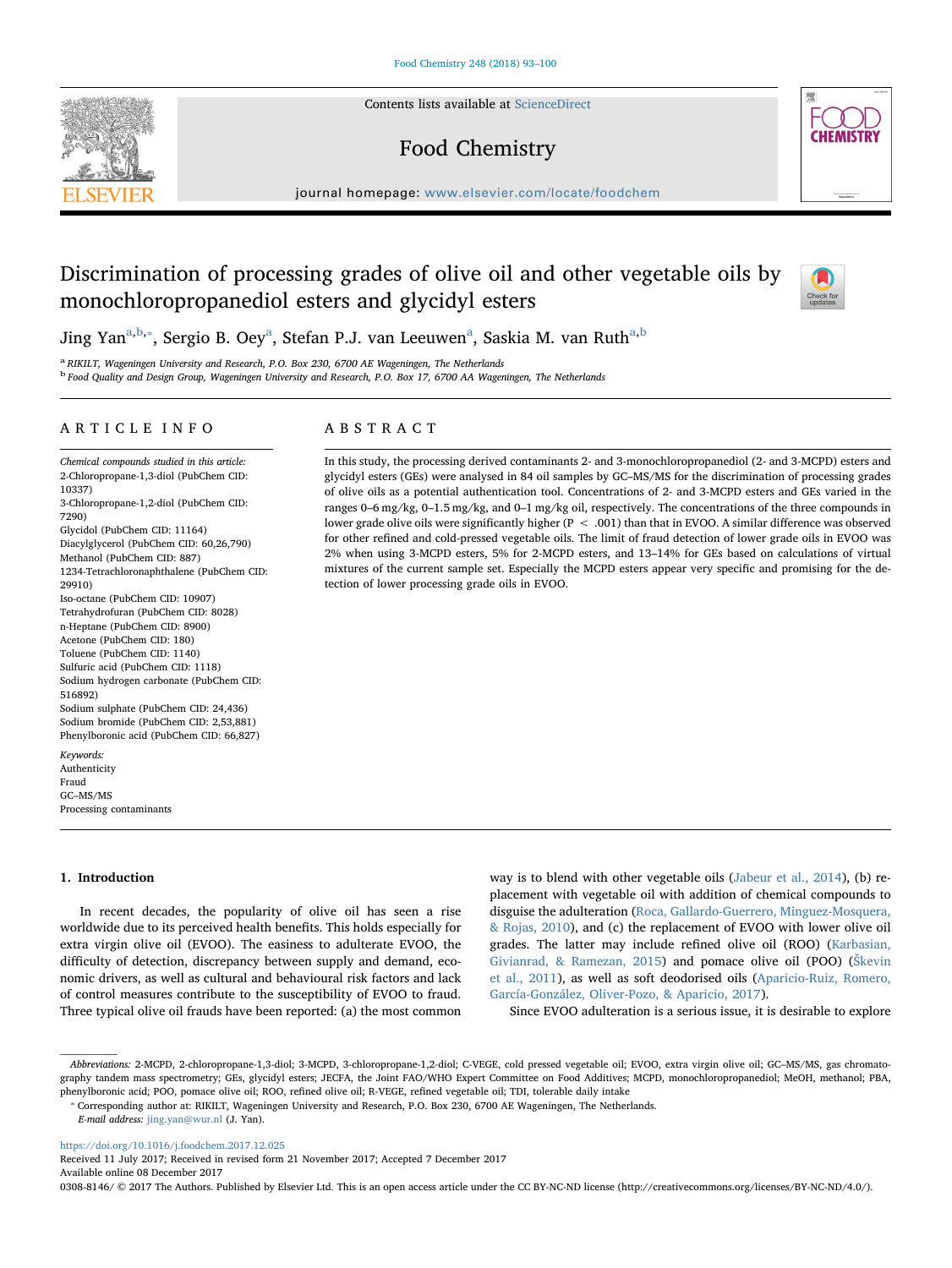# Discrimination of processing grades of olive oil and other vegetable oils by monochloropropanediol esters and glycidyl esters

Jing Yan[a,b,*], Sergio B. Oey[a], Stefan P.J. van Leeuwen[a], Saskia M. van Ruth[a,b]

[a] RIKILT, Wageningen University and Research, P.O. Box 230, 6700 AE Wageningen, The Netherlands
[b] Food Quality and Design Group, Wageningen University and Research, P.O. Box 17, 6700 AA Wageningen, The Netherlands

## ARTICLE INFO

*Chemical compounds studied in this article:*
2-Chloropropane-1,3-diol (PubChem CID: 10337)
3-Chloropropane-1,2-diol (PubChem CID: 7290)
Glycidol (PubChem CID: 11164)
Diacylglycerol (PubChem CID: 60,26,790)
Methanol (PubChem CID: 887)
1234-Tetrachloronaphthalene (PubChem CID: 29910)
Iso-octane (PubChem CID: 10907)
Tetrahydrofuran (PubChem CID: 8028)
n-Heptane (PubChem CID: 8900)
Acetone (PubChem CID: 180)
Toluene (PubChem CID: 1140)
Sulfuric acid (PubChem CID: 1118)
Sodium hydrogen carbonate (PubChem CID: 516892)
Sodium sulphate (PubChem CID: 24,436)
Sodium bromide (PubChem CID: 2,53,881)
Phenylboronic acid (PubChem CID: 66,827)

*Keywords:*
Authenticity
Fraud
GC–MS/MS
Processing contaminants

## ABSTRACT

In this study, the processing derived contaminants 2- and 3-monochloropropanediol (2- and 3-MCPD) esters and glycidyl esters (GEs) were analysed in 84 oil samples by GC–MS/MS for the discrimination of processing grades of olive oils as a potential authentication tool. Concentrations of 2- and 3-MCPD esters and GEs varied in the ranges 0–6 mg/kg, 0–1.5 mg/kg, and 0–1 mg/kg oil, respectively. The concentrations of the three compounds in lower grade olive oils were significantly higher ($P < .001$) than that in EVOO. A similar difference was observed for other refined and cold-pressed vegetable oils. The limit of fraud detection of lower grade oils in EVOO was 2% when using 3-MCPD esters, 5% for 2-MCPD esters, and 13–14% for GEs based on calculations of virtual mixtures of the current sample set. Especially the MCPD esters appear very specific and promising for the detection of lower processing grade oils in EVOO.

## 1. Introduction

In recent decades, the popularity of olive oil has seen a rise worldwide due to its perceived health benefits. This holds especially for extra virgin olive oil (EVOO). The easiness to adulterate EVOO, the difficulty of detection, discrepancy between supply and demand, economic drivers, as well as cultural and behavioural risk factors and lack of control measures contribute to the susceptibility of EVOO to fraud. Three typical olive oil frauds have been reported: (a) the most common way is to blend with other vegetable oils (Jabeur et al., 2014), (b) replacement with vegetable oil with addition of chemical compounds to disguise the adulteration (Roca, Gallardo-Guerrero, Minguez-Mosquera, & Rojas, 2010), and (c) the replacement of EVOO with lower olive oil grades. The latter may include refined olive oil (ROO) (Karbasian, Givianrad, & Ramezan, 2015) and pomace olive oil (POO) (Škevin et al., 2011), as well as soft deodorised oils (Aparicio-Ruiz, Romero, García-González, Oliver-Pozo, & Aparicio, 2017).

Since EVOO adulteration is a serious issue, it is desirable to explore

---

*Abbreviations:* 2-MCPD, 2-chloropropane-1,3-diol; 3-MCPD, 3-chloropropane-1,2-diol; C-VEGE, cold pressed vegetable oil; EVOO, extra virgin olive oil; GC–MS/MS, gas chromatography tandem mass spectrometry; GEs, glycidyl esters; JECFA, the Joint FAO/WHO Expert Committee on Food Additives; MCPD, monochloropropanediol; MeOH, methanol; PBA, phenylboronic acid; POO, pomace olive oil; ROO, refined olive oil; R-VEGE, refined vegetable oil; TDI, tolerable daily intake

* Corresponding author at: RIKILT, Wageningen University and Research, P.O. Box 230, 6700 AE Wageningen, The Netherlands.
*E-mail address:* jing.yan@wur.nl (J. Yan).

https://doi.org/10.1016/j.foodchem.2017.12.025
Received 11 July 2017; Received in revised form 21 November 2017; Accepted 7 December 2017
Available online 08 December 2017
0308-8146/ © 2017 The Authors. Published by Elsevier Ltd. This is an open access article under the CC BY-NC-ND license (http://creativecommons.org/licenses/BY-NC-ND/4.0/).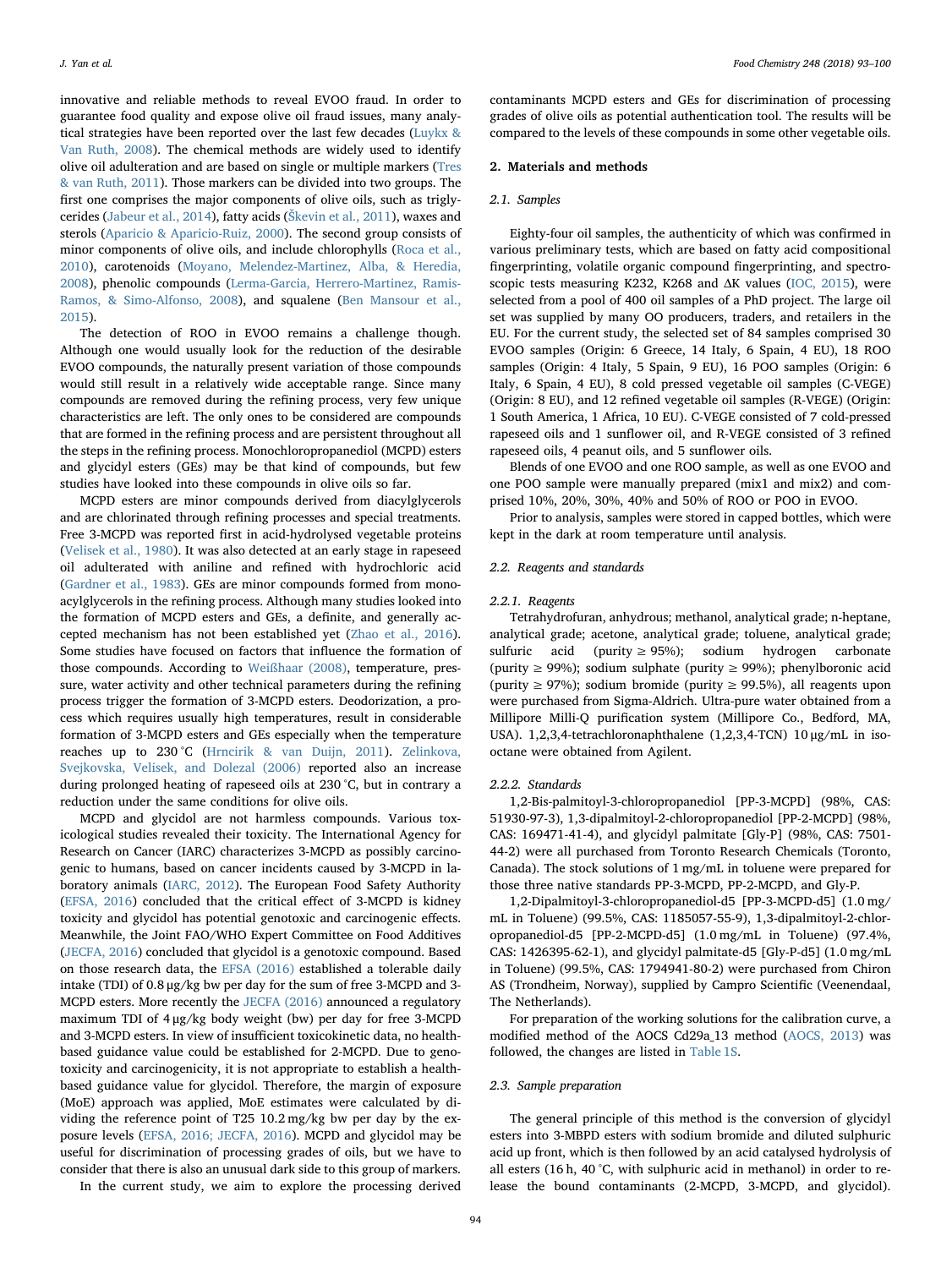innovative and reliable methods to reveal EVOO fraud. In order to guarantee food quality and expose olive oil fraud issues, many analytical strategies have been reported over the last few decades (Luykx & Van Ruth, 2008). The chemical methods are widely used to identify olive oil adulteration and are based on single or multiple markers (Tres & van Ruth, 2011). Those markers can be divided into two groups. The first one comprises the major components of olive oils, such as triglycerides (Jabeur et al., 2014), fatty acids (Škevin et al., 2011), waxes and sterols (Aparicio & Aparicio-Ruiz, 2000). The second group consists of minor components of olive oils, and include chlorophylls (Roca et al., 2010), carotenoids (Moyano, Melendez-Martinez, Alba, & Heredia, 2008), phenolic compounds (Lerma-Garcia, Herrero-Martinez, Ramis-Ramos, & Simo-Alfonso, 2008), and squalene (Ben Mansour et al., 2015).

The detection of ROO in EVOO remains a challenge though. Although one would usually look for the reduction of the desirable EVOO compounds, the naturally present variation of those compounds would still result in a relatively wide acceptable range. Since many compounds are removed during the refining process, very few unique characteristics are left. The only ones to be considered are compounds that are formed in the refining process and are persistent throughout all the steps in the refining process. Monochloropropanediol (MCPD) esters and glycidyl esters (GEs) may be that kind of compounds, but few studies have looked into these compounds in olive oils so far.

MCPD esters are minor compounds derived from diacylglycerols and are chlorinated through refining processes and special treatments. Free 3-MCPD was reported first in acid-hydrolysed vegetable proteins (Velisek et al., 1980). It was also detected at an early stage in rapeseed oil adulterated with aniline and refined with hydrochloric acid (Gardner et al., 1983). GEs are minor compounds formed from monoacylglycerols in the refining process. Although many studies looked into the formation of MCPD esters and GEs, a definite, and generally accepted mechanism has not been established yet (Zhao et al., 2016). Some studies have focused on factors that influence the formation of those compounds. According to Weißhaar (2008), temperature, pressure, water activity and other technical parameters during the refining process trigger the formation of 3-MCPD esters. Deodorization, a process which requires usually high temperatures, result in considerable formation of 3-MCPD esters and GEs especially when the temperature reaches up to 230 °C (Hrncirik & van Duijn, 2011). Zelinkova, Svejkovska, Velisek, and Dolezal (2006) reported also an increase during prolonged heating of rapeseed oils at 230 °C, but in contrary a reduction under the same conditions for olive oils.

MCPD and glycidol are not harmless compounds. Various toxicological studies revealed their toxicity. The International Agency for Research on Cancer (IARC) characterizes 3-MCPD as possibly carcinogenic to humans, based on cancer incidents caused by 3-MCPD in laboratory animals (IARC, 2012). The European Food Safety Authority (EFSA, 2016) concluded that the critical effect of 3-MCPD is kidney toxicity and glycidol has potential genotoxic and carcinogenic effects. Meanwhile, the Joint FAO/WHO Expert Committee on Food Additives (JECFA, 2016) concluded that glycidol is a genotoxic compound. Based on those research data, the EFSA (2016) established a tolerable daily intake (TDI) of 0.8 μg/kg bw per day for the sum of free 3-MCPD and 3-MCPD esters. More recently the JECFA (2016) announced a regulatory maximum TDI of 4 μg/kg body weight (bw) per day for free 3-MCPD and 3-MCPD esters. In view of insufficient toxicokinetic data, no health-based guidance value could be established for 2-MCPD. Due to genotoxicity and carcinogenicity, it is not appropriate to establish a health-based guidance value for glycidol. Therefore, the margin of exposure (MoE) approach was applied, MoE estimates were calculated by dividing the reference point of T25 10.2 mg/kg bw per day by the exposure levels (EFSA, 2016; JECFA, 2016). MCPD and glycidol may be useful for discrimination of processing grades of oils, but we have to consider that there is also an unusual dark side to this group of markers.

In the current study, we aim to explore the processing derived contaminants MCPD esters and GEs for discrimination of processing grades of olive oils as potential authentication tool. The results will be compared to the levels of these compounds in some other vegetable oils.

## 2. Materials and methods

### 2.1. Samples

Eighty-four oil samples, the authenticity of which was confirmed in various preliminary tests, which are based on fatty acid compositional fingerprinting, volatile organic compound fingerprinting, and spectroscopic tests measuring K232, K268 and ΔK values (IOC, 2015), were selected from a pool of 400 oil samples of a PhD project. The large oil set was supplied by many OO producers, traders, and retailers in the EU. For the current study, the selected set of 84 samples comprised 30 EVOO samples (Origin: 6 Greece, 14 Italy, 6 Spain, 4 EU), 18 ROO samples (Origin: 4 Italy, 5 Spain, 9 EU), 16 POO samples (Origin: 6 Italy, 6 Spain, 4 EU), 8 cold pressed vegetable oil samples (C-VEGE) (Origin: 8 EU), and 12 refined vegetable oil samples (R-VEGE) (Origin: 1 South America, 1 Africa, 10 EU). C-VEGE consisted of 7 cold-pressed rapeseed oils and 1 sunflower oil, and R-VEGE consisted of 3 refined rapeseed oils, 4 peanut oils, and 5 sunflower oils.

Blends of one EVOO and one ROO sample, as well as one EVOO and one POO sample were manually prepared (mix1 and mix2) and comprised 10%, 20%, 30%, 40% and 50% of ROO or POO in EVOO.

Prior to analysis, samples were stored in capped bottles, which were kept in the dark at room temperature until analysis.

### 2.2. Reagents and standards

#### 2.2.1. Reagents

Tetrahydrofuran, anhydrous; methanol, analytical grade; n-heptane, analytical grade; acetone, analytical grade; toluene, analytical grade; sulfuric acid (purity ≥ 95%); sodium hydrogen carbonate (purity ≥ 99%); sodium sulphate (purity ≥ 99%); phenylboronic acid (purity ≥ 97%); sodium bromide (purity ≥ 99.5%), all reagents upon were purchased from Sigma-Aldrich. Ultra-pure water obtained from a Millipore Milli-Q purification system (Millipore Co., Bedford, MA, USA). 1,2,3,4-tetrachloronaphthalene (1,2,3,4-TCN) 10 μg/mL in isooctane were obtained from Agilent.

#### 2.2.2. Standards

1,2-Bis-palmitoyl-3-chloropropanediol [PP-3-MCPD] (98%, CAS: 51930-97-3), 1,3-dipalmitoyl-2-chloropropanediol [PP-2-MCPD] (98%, CAS: 169471-41-4), and glycidyl palmitate [Gly-P] (98%, CAS: 7501-44-2) were all purchased from Toronto Research Chemicals (Toronto, Canada). The stock solutions of 1 mg/mL in toluene were prepared for those three native standards PP-3-MCPD, PP-2-MCPD, and Gly-P.

1,2-Dipalmitoyl-3-chloropropanediol-d5 [PP-3-MCPD-d5] (1.0 mg/mL in Toluene) (99.5%, CAS: 1185057-55-9), 1,3-dipalmitoyl-2-chloropropanediol-d5 [PP-2-MCPD-d5] (1.0 mg/mL in Toluene) (97.4%, CAS: 1426395-62-1), and glycidyl palmitate-d5 [Gly-P-d5] (1.0 mg/mL in Toluene) (99.5%, CAS: 1794941-80-2) were purchased from Chiron AS (Trondheim, Norway), supplied by Campro Scientific (Veenendaal, The Netherlands).

For preparation of the working solutions for the calibration curve, a modified method of the AOCS Cd29a_13 method (AOCS, 2013) was followed, the changes are listed in Table 1S.

### 2.3. Sample preparation

The general principle of this method is the conversion of glycidyl esters into 3-MBPD esters with sodium bromide and diluted sulphuric acid up front, which is then followed by an acid catalysed hydrolysis of all esters (16 h, 40 °C, with sulphuric acid in methanol) in order to release the bound contaminants (2-MCPD, 3-MCPD, and glycidol).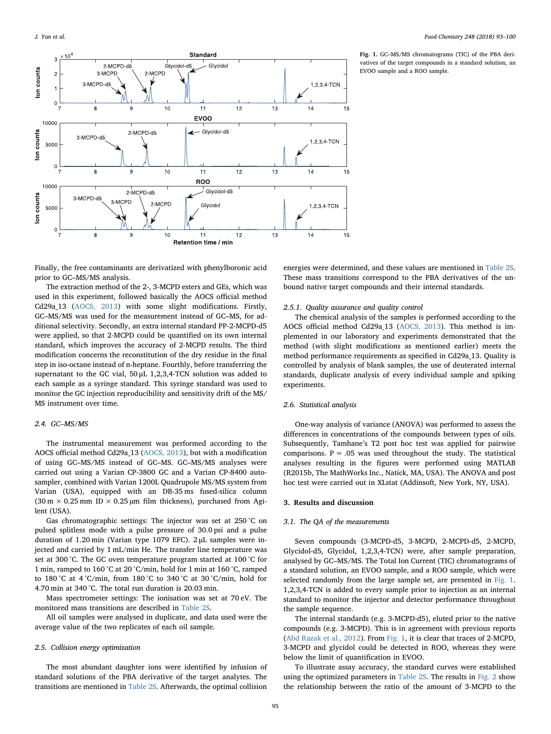Fig. 1. GC–MS/MS chromatograms (TIC) of the PBA derivatives of the target compounds in a standard solution, an EVOO sample and a ROO sample.

Finally, the free contaminants are derivatized with phenylboronic acid prior to GC–MS/MS analysis.

The extraction method of the 2-, 3-MCPD esters and GEs, which was used in this experiment, followed basically the AOCS official method Cd29a_13 (AOCS, 2013) with some slight modifications. Firstly, GC–MS/MS was used for the measurement instead of GC–MS, for additional selectivity. Secondly, an extra internal standard PP-2-MCPD-d5 were applied, so that 2-MCPD could be quantified on its own internal standard, which improves the accuracy of 2-MCPD results. The third modification concerns the reconstitution of the dry residue in the final step in iso-octane instead of n-heptane. Fourthly, before transferring the supernatant to the GC vial, 50 µL 1,2,3,4-TCN solution was added to each sample as a syringe standard. This syringe standard was used to monitor the GC injection reproducibility and sensitivity drift of the MS/MS instrument over time.

### 2.4. GC–MS/MS

The instrumental measurement was performed according to the AOCS official method Cd29a_13 (AOCS, 2013), but with a modification of using GC–MS/MS instead of GC–MS. GC–MS/MS analyses were carried out using a Varian CP-3800 GC and a Varian CP-8400 autosampler, combined with Varian 1200L Quadrupole MS/MS system from Varian (USA), equipped with an DB-35 ms fused-silica column (30 m × 0.25 mm ID × 0.25 µm film thickness), purchased from Agilent (USA).

Gas chromatographic settings: The injector was set at 250 °C on pulsed splitless mode with a pulse pressure of 30.0 psi and a pulse duration of 1.20 min (Varian type 1079 EFC). 2 µL samples were injected and carried by 1 mL/min He. The transfer line temperature was set at 300 °C. The GC oven temperature program started at 100 °C for 1 min, ramped to 160 °C at 20 °C/min, hold for 1 min at 160 °C, ramped to 180 °C at 4 °C/min, from 180 °C to 340 °C at 30 °C/min, hold for 4.70 min at 340 °C. The total run duration is 20.03 min.

Mass spectrometer settings: The ionisation was set at 70 eV. The monitored mass transitions are described in Table 2S.

All oil samples were analysed in duplicate, and data used were the average value of the two replicates of each oil sample.

### 2.5. Collision energy optimization

The most abundant daughter ions were identified by infusion of standard solutions of the PBA derivative of the target analytes. The transitions are mentioned in Table 2S. Afterwards, the optimal collision energies were determined, and these values are mentioned in Table 2S. These mass transitions correspond to the PBA derivatives of the unbound native target compounds and their internal standards.

#### 2.5.1. Quality assurance and quality control

The chemical analysis of the samples is performed according to the AOCS official method Cd29a_13 (AOCS, 2013). This method is implemented in our laboratory and experiments demonstrated that the method (with slight modifications as mentioned earlier) meets the method performance requirements as specified in Cd29a_13. Quality is controlled by analysis of blank samples, the use of deuterated internal standards, duplicate analysis of every individual sample and spiking experiments.

### 2.6. Statistical analysis

One-way analysis of variance (ANOVA) was performed to assess the differences in concentrations of the compounds between types of oils. Subsequently, Tamhane's T2 post hoc test was applied for pairwise comparisons. $P = .05$ was used throughout the study. The statistical analyses resulting in the figures were performed using MATLAB (R2015b, The MathWorks Inc., Natick, MA, USA). The ANOVA and post hoc test were carried out in XLstat (Addinsoft, New York, NY, USA).

## 3. Results and discussion

### 3.1. The QA of the measurements

Seven compounds (3-MCPD-d5, 3-MCPD, 2-MCPD-d5, 2-MCPD, Glycidol-d5, Glycidol, 1,2,3,4-TCN) were, after sample preparation, analysed by GC–MS/MS. The Total Ion Current (TIC) chromatograms of a standard solution, an EVOO sample, and a ROO sample, which were selected randomly from the large sample set, are presented in Fig. 1. 1,2,3,4-TCN is added to every sample prior to injection as an internal standard to monitor the injector and detector performance throughout the sample sequence.

The internal standards (e.g. 3-MCPD-d5), eluted prior to the native compounds (e.g. 3-MCPD). This is in agreement with previous reports (Abd Razak et al., 2012). From Fig. 1, it is clear that traces of 2-MCPD, 3-MCPD and glycidol could be detected in ROO, whereas they were below the limit of quantification in EVOO.

To illustrate assay accuracy, the standard curves were established using the optimized parameters in Table 2S. The results in Fig. 2 show the relationship between the ratio of the amount of 3-MCPD to the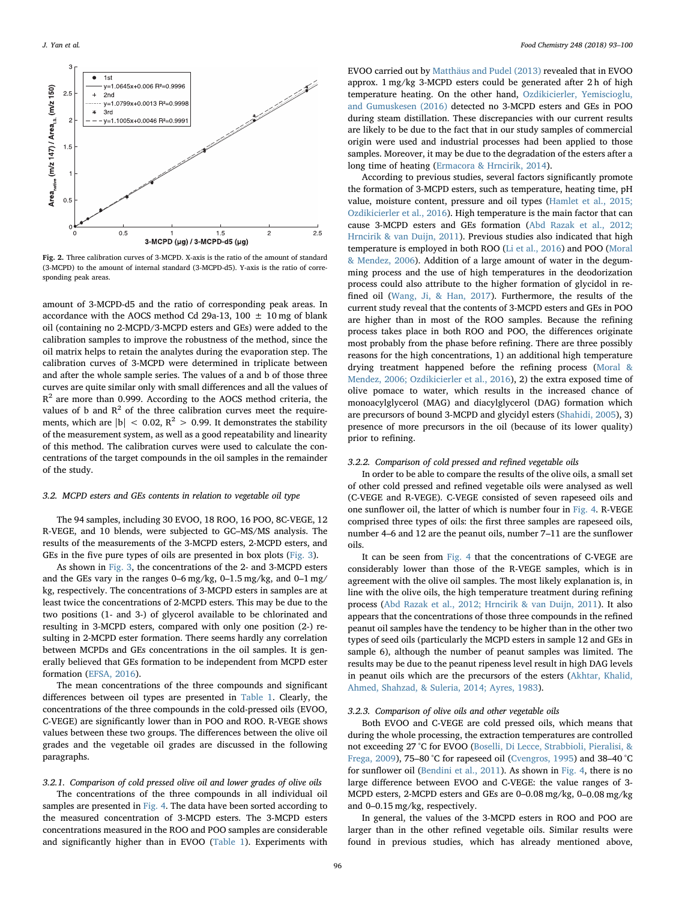Fig. 2. Three calibration curves of 3-MCPD. X-axis is the ratio of the amount of standard (3-MCPD) to the amount of internal standard (3-MCPD-d5). Y-axis is the ratio of corresponding peak areas.

amount of 3-MCPD-d5 and the ratio of corresponding peak areas. In accordance with the AOCS method Cd 29a-13, 100 ± 10 mg of blank oil (containing no 2-MCPD/3-MCPD esters and GEs) were added to the calibration samples to improve the robustness of the method, since the oil matrix helps to retain the analytes during the evaporation step. The calibration curves of 3-MCPD were determined in triplicate between and after the whole sample series. The values of a and b of those three curves are quite similar only with small differences and all the values of $R^2$ are more than 0.999. According to the AOCS method criteria, the values of b and $R^2$ of the three calibration curves meet the requirements, which are $|b| < 0.02$, $R^2 > 0.99$. It demonstrates the stability of the measurement system, as well as a good repeatability and linearity of this method. The calibration curves were used to calculate the concentrations of the target compounds in the oil samples in the remainder of the study.

### 3.2. MCPD esters and GEs contents in relation to vegetable oil type

The 94 samples, including 30 EVOO, 18 ROO, 16 POO, 8C-VEGE, 12 R-VEGE, and 10 blends, were subjected to GC–MS/MS analysis. The results of the measurements of the 3-MCPD esters, 2-MCPD esters, and GEs in the five pure types of oils are presented in box plots (Fig. 3).

As shown in Fig. 3, the concentrations of the 2- and 3-MCPD esters and the GEs vary in the ranges 0–6 mg/kg, 0–1.5 mg/kg, and 0–1 mg/kg, respectively. The concentrations of 3-MCPD esters in samples are at least twice the concentrations of 2-MCPD esters. This may be due to the two positions (1- and 3-) of glycerol available to be chlorinated and resulting in 3-MCPD esters, compared with only one position (2-) resulting in 2-MCPD ester formation. There seems hardly any correlation between MCPDs and GEs concentrations in the oil samples. It is generally believed that GEs formation to be independent from MCPD ester formation (EFSA, 2016).

The mean concentrations of the three compounds and significant differences between oil types are presented in Table 1. Clearly, the concentrations of the three compounds in the cold-pressed oils (EVOO, C-VEGE) are significantly lower than in POO and ROO. R-VEGE shows values between these two groups. The differences between the olive oil grades and the vegetable oil grades are discussed in the following paragraphs.

#### 3.2.1. Comparison of cold pressed olive oil and lower grades of olive oils

The concentrations of the three compounds in all individual oil samples are presented in Fig. 4. The data have been sorted according to the measured concentration of 3-MCPD esters. The 3-MCPD esters concentrations measured in the ROO and POO samples are considerable and significantly higher than in EVOO (Table 1). Experiments with EVOO carried out by Matthäus and Pudel (2013) revealed that in EVOO approx. 1 mg/kg 3-MCPD esters could be generated after 2 h of high temperature heating. On the other hand, Ozdikicierler, Yemiscioglu, and Gumuskesen (2016) detected no 3-MCPD esters and GEs in POO during steam distillation. These discrepancies with our current results are likely to be due to the fact that in our study samples of commercial origin were used and industrial processes had been applied to those samples. Moreover, it may be due to the degradation of the esters after a long time of heating (Ermacora & Hrncirik, 2014).

According to previous studies, several factors significantly promote the formation of 3-MCPD esters, such as temperature, heating time, pH value, moisture content, pressure and oil types (Hamlet et al., 2015; Ozdikicierler et al., 2016). High temperature is the main factor that can cause 3-MCPD esters and GEs formation (Abd Razak et al., 2012; Hrncirik & van Duijn, 2011). Previous studies also indicated that high temperature is employed in both ROO (Li et al., 2016) and POO (Moral & Mendez, 2006). Addition of a large amount of water in the degumming process and the use of high temperatures in the deodorization process could also attribute to the higher formation of glycidol in refined oil (Wang, Ji, & Han, 2017). Furthermore, the results of the current study reveal that the contents of 3-MCPD esters and GEs in POO are higher than in most of the ROO samples. Because the refining process takes place in both ROO and POO, the differences originate most probably from the phase before refining. There are three possibly reasons for the high concentrations, 1) an additional high temperature drying treatment happened before the refining process (Moral & Mendez, 2006; Ozdikicierler et al., 2016), 2) the extra exposed time of olive pomace to water, which results in the increased chance of monoacylglycerol (MAG) and diacylglycerol (DAG) formation which are precursors of bound 3-MCPD and glycidyl esters (Shahidi, 2005), 3) presence of more precursors in the oil (because of its lower quality) prior to refining.

#### 3.2.2. Comparison of cold pressed and refined vegetable oils

In order to be able to compare the results of the olive oils, a small set of other cold pressed and refined vegetable oils were analysed as well (C-VEGE and R-VEGE). C-VEGE consisted of seven rapeseed oils and one sunflower oil, the latter of which is number four in Fig. 4. R-VEGE comprised three types of oils: the first three samples are rapeseed oils, number 4–6 and 12 are the peanut oils, number 7–11 are the sunflower oils.

It can be seen from Fig. 4 that the concentrations of C-VEGE are considerably lower than those of the R-VEGE samples, which is in agreement with the olive oil samples. The most likely explanation is, in line with the olive oils, the high temperature treatment during refining process (Abd Razak et al., 2012; Hrncirik & van Duijn, 2011). It also appears that the concentrations of those three compounds in the refined peanut oil samples have the tendency to be higher than in the other two types of seed oils (particularly the MCPD esters in sample 12 and GEs in sample 6), although the number of peanut samples was limited. The results may be due to the peanut ripeness level result in high DAG levels in peanut oils which are the precursors of the esters (Akhtar, Khalid, Ahmed, Shahzad, & Suleria, 2014; Ayres, 1983).

#### 3.2.3. Comparison of olive oils and other vegetable oils

Both EVOO and C-VEGE are cold pressed oils, which means that during the whole processing, the extraction temperatures are controlled not exceeding 27 °C for EVOO (Boselli, Di Lecce, Strabbioli, Pieralisi, & Frega, 2009), 75–80 °C for rapeseed oil (Cvengros, 1995) and 38–40 °C for sunflower oil (Bendini et al., 2011). As shown in Fig. 4, there is no large difference between EVOO and C-VEGE: the value ranges of 3-MCPD esters, 2-MCPD esters and GEs are 0–0.08 mg/kg, 0–0.08 mg/kg and 0–0.15 mg/kg, respectively.

In general, the values of the 3-MCPD esters in ROO and POO are larger than in the other refined vegetable oils. Similar results were found in previous studies, which has already mentioned above,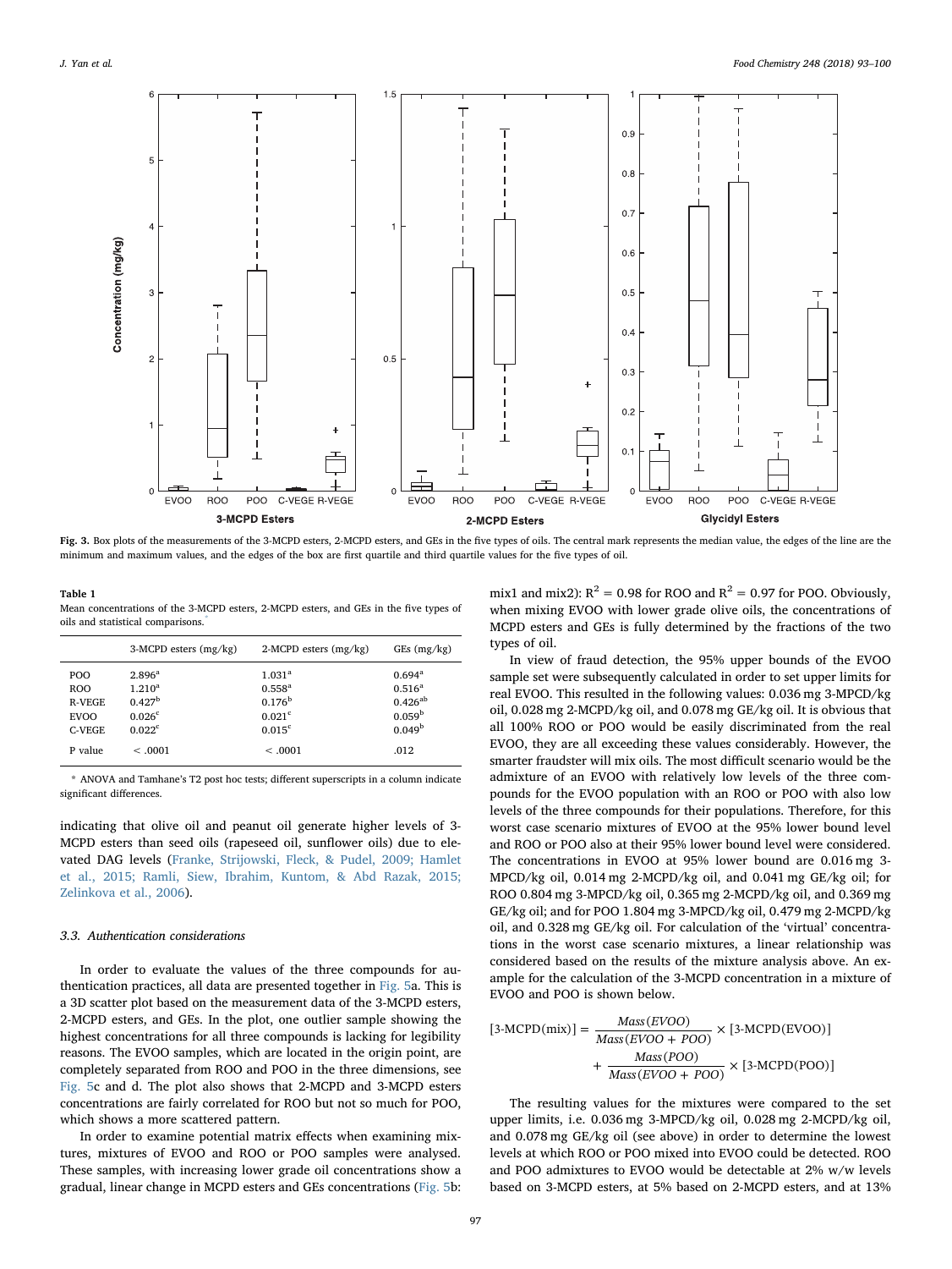Fig. 3. Box plots of the measurements of the 3-MCPD esters, 2-MCPD esters, and GEs in the five types of oils. The central mark represents the median value, the edges of the line are the minimum and maximum values, and the edges of the box are first quartile and third quartile values for the five types of oil.

**Table 1**
Mean concentrations of the 3-MCPD esters, 2-MCPD esters, and GEs in the five types of oils and statistical comparisons.*

| | 3-MCPD esters (mg/kg) | 2-MCPD esters (mg/kg) | GEs (mg/kg) |
|---|---|---|---|
| POO | 2.896[a] | 1.031[a] | 0.694[a] |
| ROO | 1.210[a] | 0.558[a] | 0.516[a] |
| R-VEGE | 0.427[b] | 0.176[b] | 0.426[ab] |
| EVOO | 0.026[c] | 0.021[c] | 0.059[b] |
| C-VEGE | 0.022[c] | 0.015[c] | 0.049[b] |
| P value | < .0001 | < .0001 | .012 |

\* ANOVA and Tamhane's T2 post hoc tests; different superscripts in a column indicate significant differences.

indicating that olive oil and peanut oil generate higher levels of 3-MCPD esters than seed oils (rapeseed oil, sunflower oils) due to elevated DAG levels (Franke, Strijowski, Fleck, & Pudel, 2009; Hamlet et al., 2015; Ramli, Siew, Ibrahim, Kuntom, & Abd Razak, 2015; Zelinkova et al., 2006).

### 3.3. Authentication considerations

In order to evaluate the values of the three compounds for authentication practices, all data are presented together in Fig. 5a. This is a 3D scatter plot based on the measurement data of the 3-MCPD esters, 2-MCPD esters, and GEs. In the plot, one outlier sample showing the highest concentrations for all three compounds is lacking for legibility reasons. The EVOO samples, which are located in the origin point, are completely separated from ROO and POO in the three dimensions, see Fig. 5c and d. The plot also shows that 2-MCPD and 3-MCPD esters concentrations are fairly correlated for ROO but not so much for POO, which shows a more scattered pattern.

In order to examine potential matrix effects when examining mixtures, mixtures of EVOO and ROO or POO samples were analysed. These samples, with increasing lower grade oil concentrations show a gradual, linear change in MCPD esters and GEs concentrations (Fig. 5b: mix1 and mix2): $R^2 = 0.98$ for ROO and $R^2 = 0.97$ for POO. Obviously, when mixing EVOO with lower grade olive oils, the concentrations of MCPD esters and GEs is fully determined by the fractions of the two types of oil.

In view of fraud detection, the 95% upper bounds of the EVOO sample set were subsequently calculated in order to set upper limits for real EVOO. This resulted in the following values: 0.036 mg 3-MPCD/kg oil, 0.028 mg 2-MCPD/kg oil, and 0.078 mg GE/kg oil. It is obvious that all 100% ROO or POO would be easily discriminated from the real EVOO, they are all exceeding these values considerably. However, the smarter fraudster will mix oils. The most difficult scenario would be the admixture of an EVOO with relatively low levels of the three compounds for the EVOO population with an ROO or POO with also low levels of the three compounds for their populations. Therefore, for this worst case scenario mixtures of EVOO at the 95% lower bound level and ROO or POO also at their 95% lower bound level were considered. The concentrations in EVOO at 95% lower bound are 0.016 mg 3-MPCD/kg oil, 0.014 mg 2-MCPD/kg oil, and 0.041 mg GE/kg oil; for ROO 0.804 mg 3-MPCD/kg oil, 0.365 mg 2-MCPD/kg oil, and 0.369 mg GE/kg oil; and for POO 1.804 mg 3-MPCD/kg oil, 0.479 mg 2-MCPD/kg oil, and 0.328 mg GE/kg oil. For calculation of the 'virtual' concentrations in the worst case scenario mixtures, a linear relationship was considered based on the results of the mixture analysis above. An example for the calculation of the 3-MCPD concentration in a mixture of EVOO and POO is shown below.

$$[\text{3-MCPD(mix)}] = \frac{Mass(EVOO)}{Mass(EVOO + POO)} \times [\text{3-MCPD(EVOO)}] + \frac{Mass(POO)}{Mass(EVOO + POO)} \times [\text{3-MCPD(POO)}]$$

The resulting values for the mixtures were compared to the set upper limits, i.e. 0.036 mg 3-MPCD/kg oil, 0.028 mg 2-MCPD/kg oil, and 0.078 mg GE/kg oil (see above) in order to determine the lowest levels at which ROO or POO mixed into EVOO could be detected. ROO and POO admixtures to EVOO would be detectable at 2% w/w levels based on 3-MCPD esters, at 5% based on 2-MCPD esters, and at 13%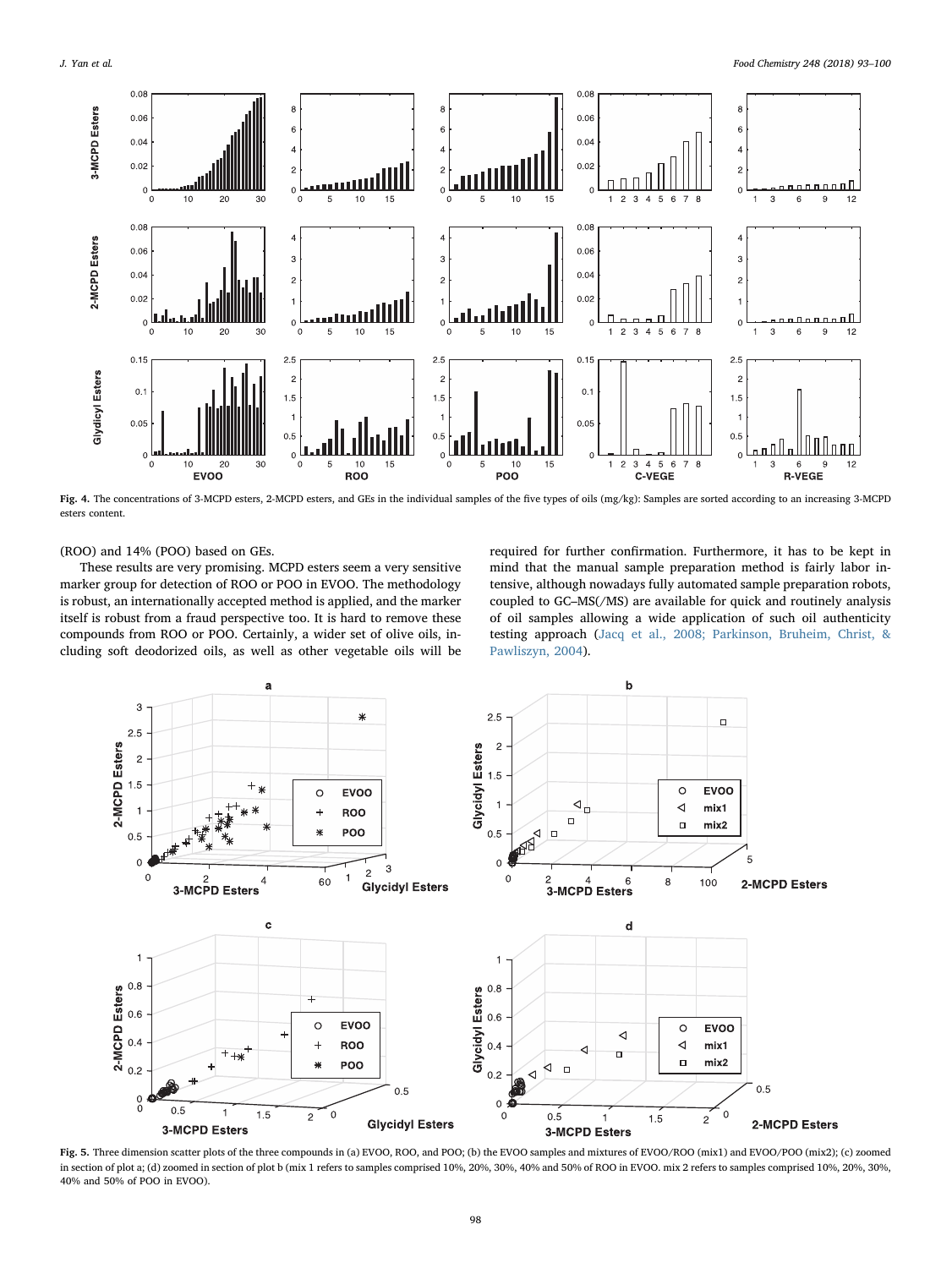**Fig. 4.** The concentrations of 3-MCPD esters, 2-MCPD esters, and GEs in the individual samples of the five types of oils (mg/kg): Samples are sorted according to an increasing 3-MCPD esters content.

(ROO) and 14% (POO) based on GEs.

These results are very promising. MCPD esters seem a very sensitive marker group for detection of ROO or POO in EVOO. The methodology is robust, an internationally accepted method is applied, and the marker itself is robust from a fraud perspective too. It is hard to remove these compounds from ROO or POO. Certainly, a wider set of olive oils, including soft deodorized oils, as well as other vegetable oils will be required for further confirmation. Furthermore, it has to be kept in mind that the manual sample preparation method is fairly labor intensive, although nowadays fully automated sample preparation robots, coupled to GC–MS(/MS) are available for quick and routinely analysis of oil samples allowing a wide application of such oil authenticity testing approach (Jacq et al., 2008; Parkinson, Bruheim, Christ, & Pawliszyn, 2004).

**Fig. 5.** Three dimension scatter plots of the three compounds in (a) EVOO, ROO, and POO; (b) the EVOO samples and mixtures of EVOO/ROO (mix1) and EVOO/POO (mix2); (c) zoomed in section of plot a; (d) zoomed in section of plot b (mix 1 refers to samples comprised 10%, 20%, 30%, 40% and 50% of ROO in EVOO. mix 2 refers to samples comprised 10%, 20%, 30%, 40% and 50% of POO in EVOO).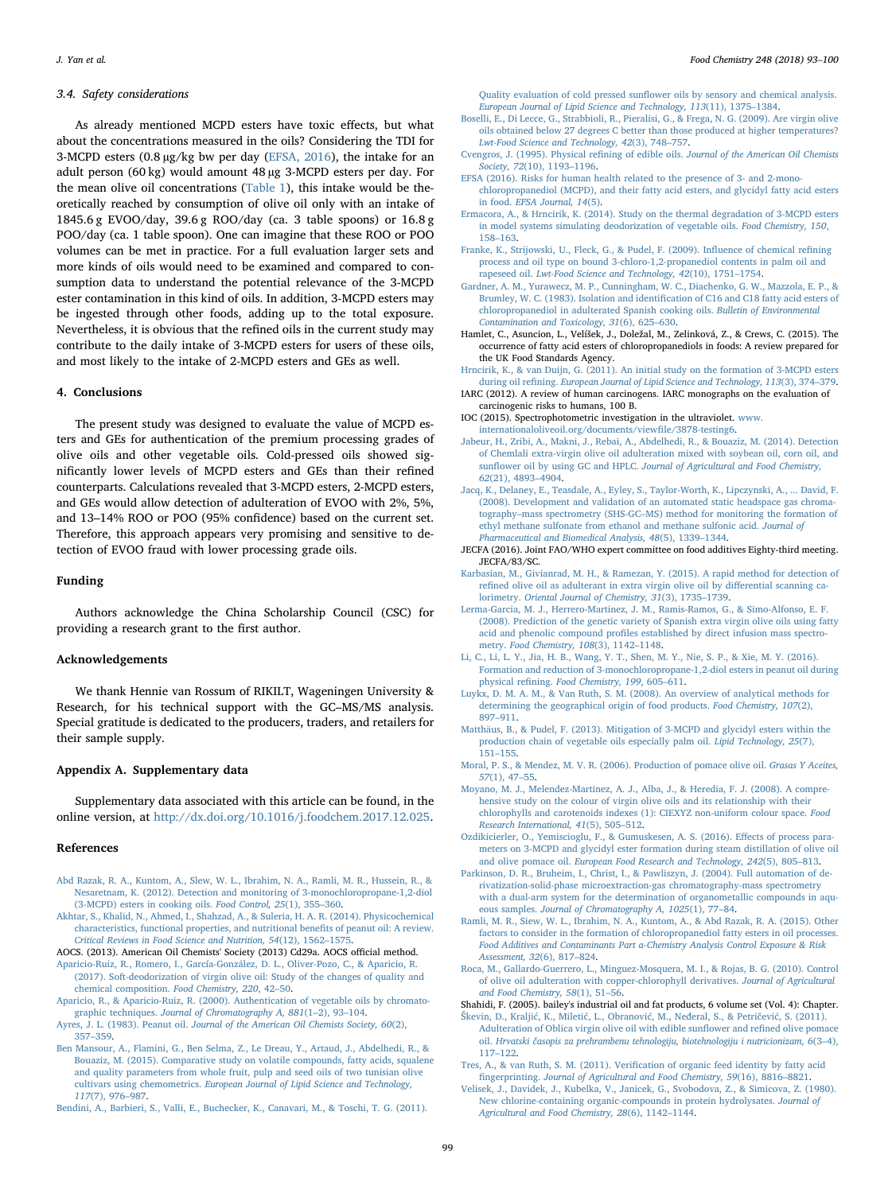### 3.4. Safety considerations

As already mentioned MCPD esters have toxic effects, but what about the concentrations measured in the oils? Considering the TDI for 3-MCPD esters (0.8 μg/kg bw per day (EFSA, 2016), the intake for an adult person (60 kg) would amount 48 μg 3-MCPD esters per day. For the mean olive oil concentrations (Table 1), this intake would be theoretically reached by consumption of olive oil only with an intake of 1845.6 g EVOO/day, 39.6 g ROO/day (ca. 3 table spoons) or 16.8 g POO/day (ca. 1 table spoon). One can imagine that these ROO or POO volumes can be met in practice. For a full evaluation larger sets and more kinds of oils would need to be examined and compared to consumption data to understand the potential relevance of the 3-MCPD ester contamination in this kind of oils. In addition, 3-MCPD esters may be ingested through other foods, adding up to the total exposure. Nevertheless, it is obvious that the refined oils in the current study may contribute to the daily intake of 3-MCPD esters for users of these oils, and most likely to the intake of 2-MCPD esters and GEs as well.

## 4. Conclusions

The present study was designed to evaluate the value of MCPD esters and GEs for authentication of the premium processing grades of olive oils and other vegetable oils. Cold-pressed oils showed significantly lower levels of MCPD esters and GEs than their refined counterparts. Calculations revealed that 3-MCPD esters, 2-MCPD esters, and GEs would allow detection of adulteration of EVOO with 2%, 5%, and 13–14% ROO or POO (95% confidence) based on the current set. Therefore, this approach appears very promising and sensitive to detection of EVOO fraud with lower processing grade oils.

## Funding

Authors acknowledge the China Scholarship Council (CSC) for providing a research grant to the first author.

## Acknowledgements

We thank Hennie van Rossum of RIKILT, Wageningen University & Research, for his technical support with the GC–MS/MS analysis. Special gratitude is dedicated to the producers, traders, and retailers for their sample supply.

## Appendix A. Supplementary data

Supplementary data associated with this article can be found, in the online version, at http://dx.doi.org/10.1016/j.foodchem.2017.12.025.

## References

Abd Razak, R. A., Kuntom, A., Siew, W. L., Ibrahim, N. A., Ramli, M. R., Hussein, R., & Nesaretnam, K. (2012). Detection and monitoring of 3-monochloropropane-1,2-diol (3-MCPD) esters in cooking oils. *Food Control, 25*(1), 355–360.

Akhtar, S., Khalid, N., Ahmed, I., Shahzad, A., & Suleria, H. A. R. (2014). Physicochemical characteristics, functional properties, and nutritional benefits of peanut oil: A review. *Critical Reviews in Food Science and Nutrition, 54*(12), 1562–1575.

AOCS. (2013). American Oil Chemists' Society (2013) Cd29a. AOCS official method.

Aparicio-Ruiz, R., Romero, I., García-González, D. L., Oliver-Pozo, C., & Aparicio, R. (2017). Soft-deodorization of virgin olive oil: Study of the changes of quality and chemical composition. *Food Chemistry, 220*, 42–50.

Aparicio, R., & Aparicio-Ruiz, R. (2000). Authentication of vegetable oils by chromatographic techniques. *Journal of Chromatography A, 881*(1–2), 93–104.

Ayres, J. L. (1983). Peanut oil. *Journal of the American Oil Chemists Society, 60*(2), 357–359.

Ben Mansour, A., Flamini, G., Ben Selma, Z., Le Dreau, Y., Artaud, J., Abdelhedi, R., & Bouaziz, M. (2015). Comparative study on volatile compounds, fatty acids, squalene and quality parameters from whole fruit, pulp and seed oils of two tunisian olive cultivars using chemometrics. *European Journal of Lipid Science and Technology, 117*(7), 976–987.

Bendini, A., Barbieri, S., Valli, E., Buchecker, K., Canavari, M., & Toschi, T. G. (2011). Quality evaluation of cold pressed sunflower oils by sensory and chemical analysis. *European Journal of Lipid Science and Technology, 113*(11), 1375–1384.

Boselli, E., Di Lecce, G., Strabbioli, R., Pieralisi, G., & Frega, N. G. (2009). Are virgin olive oils obtained below 27 degrees C better than those produced at higher temperatures? *Lwt-Food Science and Technology, 42*(3), 748–757.

Cvengros, J. (1995). Physical refining of edible oils. *Journal of the American Oil Chemists Society, 72*(10), 1193–1196.

EFSA (2016). Risks for human health related to the presence of 3- and 2-monochloropropanediol (MCPD), and their fatty acid esters, and glycidyl fatty acid esters in food. *EFSA Journal, 14*(5).

Ermacora, A., & Hrncirik, K. (2014). Study on the thermal degradation of 3-MCPD esters in model systems simulating deodorization of vegetable oils. *Food Chemistry, 150*, 158–163.

Franke, K., Strijowski, U., Fleck, G., & Pudel, F. (2009). Influence of chemical refining process and oil type on bound 3-chloro-1,2-propanediol contents in palm oil and rapeseed oil. *Lwt-Food Science and Technology, 42*(10), 1751–1754.

Gardner, A. M., Yurawecz, M. P., Cunningham, W. C., Diachenko, G. W., Mazzola, E. P., & Brumley, W. C. (1983). Isolation and identification of C16 and C18 fatty acid esters of chloropropanediol in adulterated Spanish cooking oils. *Bulletin of Environmental Contamination and Toxicology, 31*(6), 625–630.

Hamlet, C., Asuncion, L., Velíšek, J., Doležal, M., Zelinková, Z., & Crews, C. (2015). The occurrence of fatty acid esters of chloropropanediols in foods: A review prepared for the UK Food Standards Agency.

Hrncirik, K., & van Duijn, G. (2011). An initial study on the formation of 3-MCPD esters during oil refining. *European Journal of Lipid Science and Technology, 113*(3), 374–379.

IARC (2012). A review of human carcinogens. IARC monographs on the evaluation of carcinogenic risks to humans, 100 B.

IOC (2015). Spectrophotometric investigation in the ultraviolet. www.internationaloliveoil.org/documents/viewfile/3878-testing6.

Jabeur, H., Zribi, A., Makni, J., Rebai, A., Abdelhedi, R., & Bouaziz, M. (2014). Detection of Chemlali extra-virgin olive oil adulteration mixed with soybean oil, corn oil, and sunflower oil by using GC and HPLC. *Journal of Agricultural and Food Chemistry, 62*(21), 4893–4904.

Jacq, K., Delaney, E., Teasdale, A., Eyley, S., Taylor-Worth, K., Lipczynski, A., ... David, F. (2008). Development and validation of an automated static headspace gas chromatography–mass spectrometry (SHS-GC–MS) method for monitoring the formation of ethyl methane sulfonate from ethanol and methane sulfonic acid. *Journal of Pharmaceutical and Biomedical Analysis, 48*(5), 1339–1344.

JECFA (2016). Joint FAO/WHO expert committee on food additives Eighty-third meeting. JECFA/83/SC.

Karbasian, M., Givianrad, M. H., & Ramezan, Y. (2015). A rapid method for detection of refined olive oil as adulterant in extra virgin olive oil by differential scanning calorimetry. *Oriental Journal of Chemistry, 31*(3), 1735–1739.

Lerma-Garcia, M. J., Herrero-Martinez, J. M., Ramis-Ramos, G., & Simo-Alfonso, E. F. (2008). Prediction of the genetic variety of Spanish extra virgin olive oils using fatty acid and phenolic compound profiles established by direct infusion mass spectrometry. *Food Chemistry, 108*(3), 1142–1148.

Li, C., Li, L. Y., Jia, H. B., Wang, Y. T., Shen, M. Y., Nie, S. P., & Xie, M. Y. (2016). Formation and reduction of 3-monochloropropane-1,2-diol esters in peanut oil during physical refining. *Food Chemistry, 199*, 605–611.

Luykx, D. M. A. M., & Van Ruth, S. M. (2008). An overview of analytical methods for determining the geographical origin of food products. *Food Chemistry, 107*(2), 897–911.

Matthäus, B., & Pudel, F. (2013). Mitigation of 3-MCPD and glycidyl esters within the production chain of vegetable oils especially palm oil. *Lipid Technology, 25*(7), 151–155.

Moral, P. S., & Mendez, M. V. R. (2006). Production of pomace olive oil. *Grasas Y Aceites, 57*(1), 47–55.

Moyano, M. J., Melendez-Martinez, A. J., Alba, J., & Heredia, F. J. (2008). A comprehensive study on the colour of virgin olive oils and its relationship with their chlorophylls and carotenoids indexes (1): CIEXYZ non-uniform colour space. *Food Research International, 41*(5), 505–512.

Ozdikicierler, O., Yemiscioglu, F., & Gumuskesen, A. S. (2016). Effects of process parameters on 3-MCPD and glycidyl ester formation during steam distillation of olive oil and olive pomace oil. *European Food Research and Technology, 242*(5), 805–813.

Parkinson, D. R., Bruheim, I., Christ, I., & Pawliszyn, J. (2004). Full automation of derivatization-solid-phase microextraction-gas chromatography-mass spectrometry with a dual-arm system for the determination of organometallic compounds in aqueous samples. *Journal of Chromatography A, 1025*(1), 77–84.

Ramli, M. R., Siew, W. L., Ibrahim, N. A., Kuntom, A., & Abd Razak, R. A. (2015). Other factors to consider in the formation of chloropropandiol fatty esters in oil processes. *Food Additives and Contaminants Part a-Chemistry Analysis Control Exposure & Risk Assessment, 32*(6), 817–824.

Roca, M., Gallardo-Guerrero, L., Minguez-Mosquera, M. I., & Rojas, B. G. (2010). Control of olive oil adulteration with copper-chlorophyll derivatives. *Journal of Agricultural and Food Chemistry, 58*(1), 51–56.

Shahidi, F. (2005). bailey's industrial oil and fat products, 6 volume set (Vol. 4): Chapter.

Škevin, D., Kraljić, K., Miletić, L., Obranović, M., Nederal, S., & Petričević, S. (2011). Adulteration of Oblica virgin olive oil with edible sunflower and refined olive pomace oil. *Hrvatski časopis za prehrambenu tehnologiju, biotehnologiju i nutricionizam, 6*(3–4), 117–122.

Tres, A., & van Ruth, S. M. (2011). Verification of organic feed identity by fatty acid fingerprinting. *Journal of Agricultural and Food Chemistry, 59*(16), 8816–8821.

Velisek, J., Davidek, J., Kubelka, V., Janicek, G., Svobodova, Z., & Simicova, Z. (1980). New chlorine-containing organic-compounds in protein hydrolysates. *Journal of Agricultural and Food Chemistry, 28*(6), 1142–1144.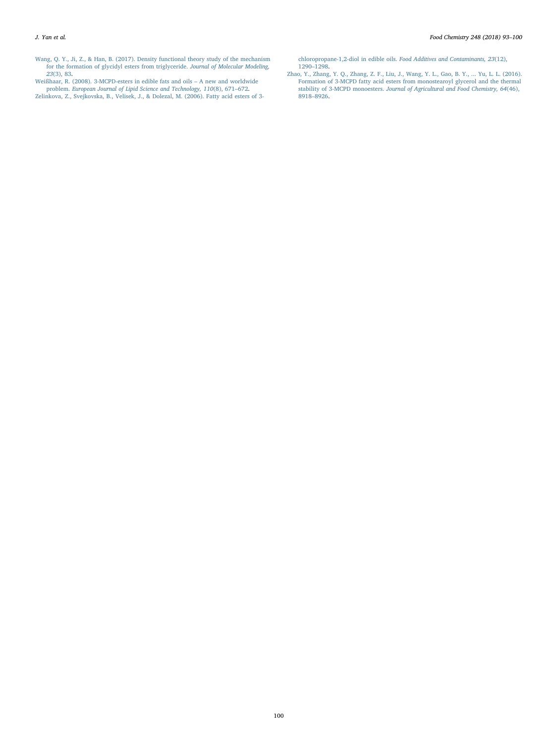Wang, Q. Y., Ji, Z., & Han, B. (2017). Density functional theory study of the mechanism for the formation of glycidyl esters from triglyceride. *Journal of Molecular Modeling, 23*(3), 83.

Weißhaar, R. (2008). 3-MCPD-esters in edible fats and oils – A new and worldwide problem. *European Journal of Lipid Science and Technology, 110*(8), 671–672.

Zelinkova, Z., Svejkovska, B., Velisek, J., & Dolezal, M. (2006). Fatty acid esters of 3-chloropropane-1,2-diol in edible oils. *Food Additives and Contaminants, 23*(12), 1290–1298.

Zhao, Y., Zhang, Y. Q., Zhang, Z. F., Liu, J., Wang, Y. L., Gao, B. Y., ... Yu, L. L. (2016). Formation of 3-MCPD fatty acid esters from monostearoyl glycerol and the thermal stability of 3-MCPD monoesters. *Journal of Agricultural and Food Chemistry, 64*(46), 8918–8926.